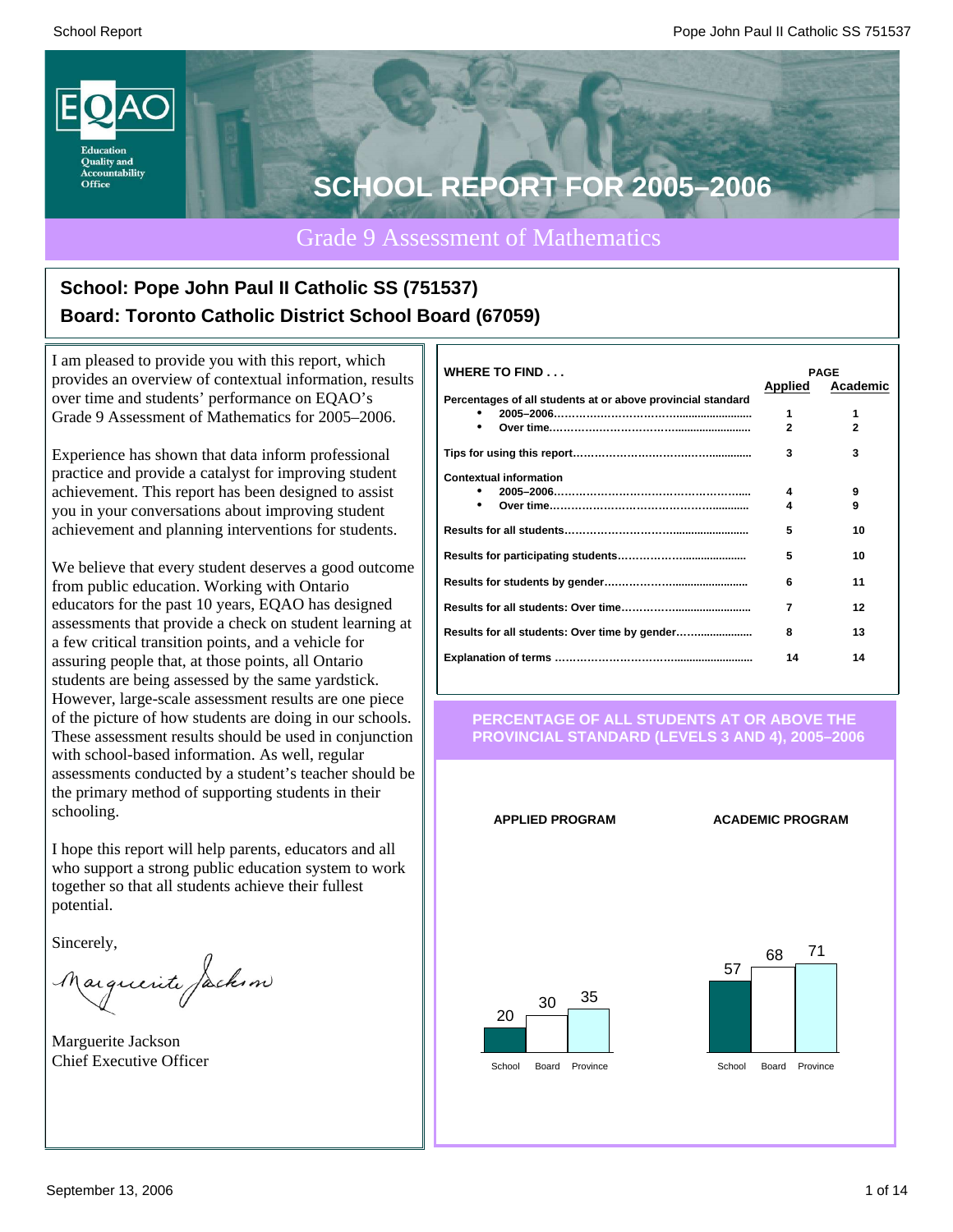# SCHOOL REPORT FOR 2005–2006

## Grade 9 Assessment of Mathematics

**School: Pope John Paul II Catholic SS (751537)**
**Board: Toronto Catholic District School Board (67059)**

I am pleased to provide you with this report, which provides an overview of contextual information, results over time and students' performance on EQAO's Grade 9 Assessment of Mathematics for 2005–2006.

Experience has shown that data inform professional practice and provide a catalyst for improving student achievement. This report has been designed to assist you in your conversations about improving student achievement and planning interventions for students.

We believe that every student deserves a good outcome from public education. Working with Ontario educators for the past 10 years, EQAO has designed assessments that provide a check on student learning at a few critical transition points, and a vehicle for assuring people that, at those points, all Ontario students are being assessed by the same yardstick. However, large-scale assessment results are one piece of the picture of how students are doing in our schools. These assessment results should be used in conjunction with school-based information. As well, regular assessments conducted by a student's teacher should be the primary method of supporting students in their schooling.

I hope this report will help parents, educators and all who support a strong public education system to work together so that all students achieve their fullest potential.

Sincerely,

Marguerite Jackson
Chief Executive Officer

| WHERE TO FIND . . . | PAGE Applied | PAGE Academic |
|---|---|---|
| **Percentages of all students at or above provincial standard** | | |
| • 2005–2006 | 1 | 1 |
| • Over time | 2 | 2 |
| **Tips for using this report** | 3 | 3 |
| **Contextual information** | | |
| • 2005–2006 | 4 | 9 |
| • Over time | 4 | 9 |
| **Results for all students** | 5 | 10 |
| **Results for participating students** | 5 | 10 |
| **Results for students by gender** | 6 | 11 |
| **Results for all students: Over time** | 7 | 12 |
| **Results for all students: Over time by gender** | 8 | 13 |
| **Explanation of terms** | 14 | 14 |

### PERCENTAGE OF ALL STUDENTS AT OR ABOVE THE PROVINCIAL STANDARD (LEVELS 3 AND 4), 2005–2006

| | School | Board | Province |
|---|---|---|---|
| APPLIED PROGRAM | 20 | 30 | 35 |
| ACADEMIC PROGRAM | 57 | 68 | 71 |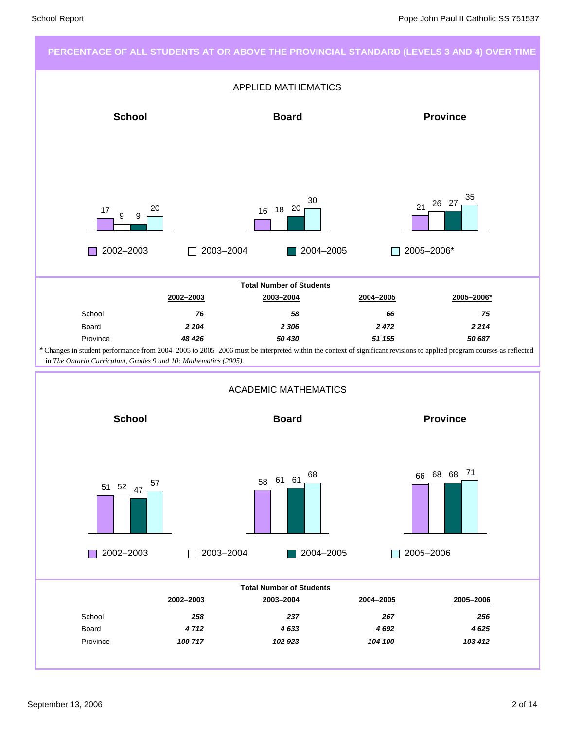## PERCENTAGE OF ALL STUDENTS AT OR ABOVE THE PROVINCIAL STANDARD (LEVELS 3 AND 4) OVER TIME

### APPLIED MATHEMATICS

| | 2002–2003 | 2003–2004 | 2004–2005 | 2005–2006* |
|---|---|---|---|---|
| School | 17 | 9 | 9 | 20 |
| Board | 16 | 18 | 20 | 30 |
| Province | 21 | 26 | 27 | 35 |

**Total Number of Students**

| | 2002–2003 | 2003–2004 | 2004–2005 | 2005–2006* |
|---|---|---|---|---|
| School | *76* | *58* | *66* | *75* |
| Board | *2 204* | *2 306* | *2 472* | *2 214* |
| Province | *48 426* | *50 430* | *51 155* | *50 687* |

*\** Changes in student performance from 2004–2005 to 2005–2006 must be interpreted within the context of significant revisions to applied program courses as reflected in *The Ontario Curriculum, Grades 9 and 10: Mathematics (2005).*

### ACADEMIC MATHEMATICS

| | 2002–2003 | 2003–2004 | 2004–2005 | 2005–2006 |
|---|---|---|---|---|
| School | 51 | 52 | 47 | 57 |
| Board | 58 | 61 | 61 | 68 |
| Province | 66 | 68 | 68 | 71 |

**Total Number of Students**

| | 2002–2003 | 2003–2004 | 2004–2005 | 2005–2006 |
|---|---|---|---|---|
| School | *258* | *237* | *267* | *256* |
| Board | *4 712* | *4 633* | *4 692* | *4 625* |
| Province | *100 717* | *102 923* | *104 100* | *103 412* |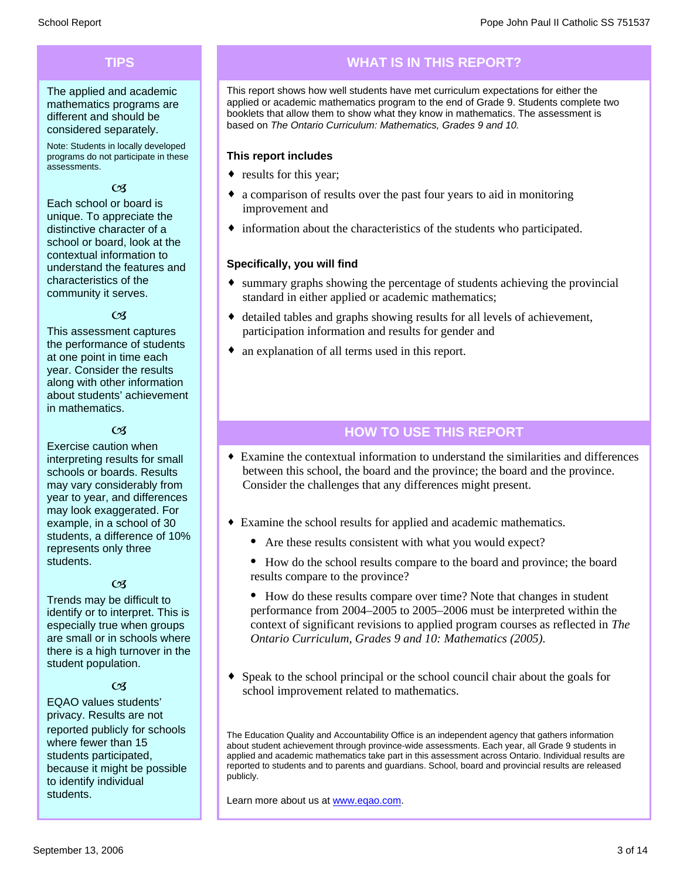## TIPS

The applied and academic mathematics programs are different and should be considered separately.

Note: Students in locally developed programs do not participate in these assessments.

Each school or board is unique. To appreciate the distinctive character of a school or board, look at the contextual information to understand the features and characteristics of the community it serves.

This assessment captures the performance of students at one point in time each year. Consider the results along with other information about students' achievement in mathematics.

Exercise caution when interpreting results for small schools or boards. Results may vary considerably from year to year, and differences may look exaggerated. For example, in a school of 30 students, a difference of 10% represents only three students.

Trends may be difficult to identify or to interpret. This is especially true when groups are small or in schools where there is a high turnover in the student population.

EQAO values students' privacy. Results are not reported publicly for schools where fewer than 15 students participated, because it might be possible to identify individual students.

## WHAT IS IN THIS REPORT?

This report shows how well students have met curriculum expectations for either the applied or academic mathematics program to the end of Grade 9. Students complete two booklets that allow them to show what they know in mathematics. The assessment is based on *The Ontario Curriculum: Mathematics, Grades 9 and 10.*

**This report includes**

- results for this year;
- a comparison of results over the past four years to aid in monitoring improvement and
- information about the characteristics of the students who participated.

**Specifically, you will find**

- summary graphs showing the percentage of students achieving the provincial standard in either applied or academic mathematics;
- detailed tables and graphs showing results for all levels of achievement, participation information and results for gender and
- an explanation of all terms used in this report.

## HOW TO USE THIS REPORT

- Examine the contextual information to understand the similarities and differences between this school, the board and the province; the board and the province. Consider the challenges that any differences might present.
- Examine the school results for applied and academic mathematics.
  - Are these results consistent with what you would expect?
  - How do the school results compare to the board and province; the board results compare to the province?
  - How do these results compare over time? Note that changes in student performance from 2004–2005 to 2005–2006 must be interpreted within the context of significant revisions to applied program courses as reflected in *The Ontario Curriculum, Grades 9 and 10: Mathematics (2005).*
- Speak to the school principal or the school council chair about the goals for school improvement related to mathematics.

The Education Quality and Accountability Office is an independent agency that gathers information about student achievement through province-wide assessments. Each year, all Grade 9 students in applied and academic mathematics take part in this assessment across Ontario. Individual results are reported to students and to parents and guardians. School, board and provincial results are released publicly.

Learn more about us at www.eqao.com.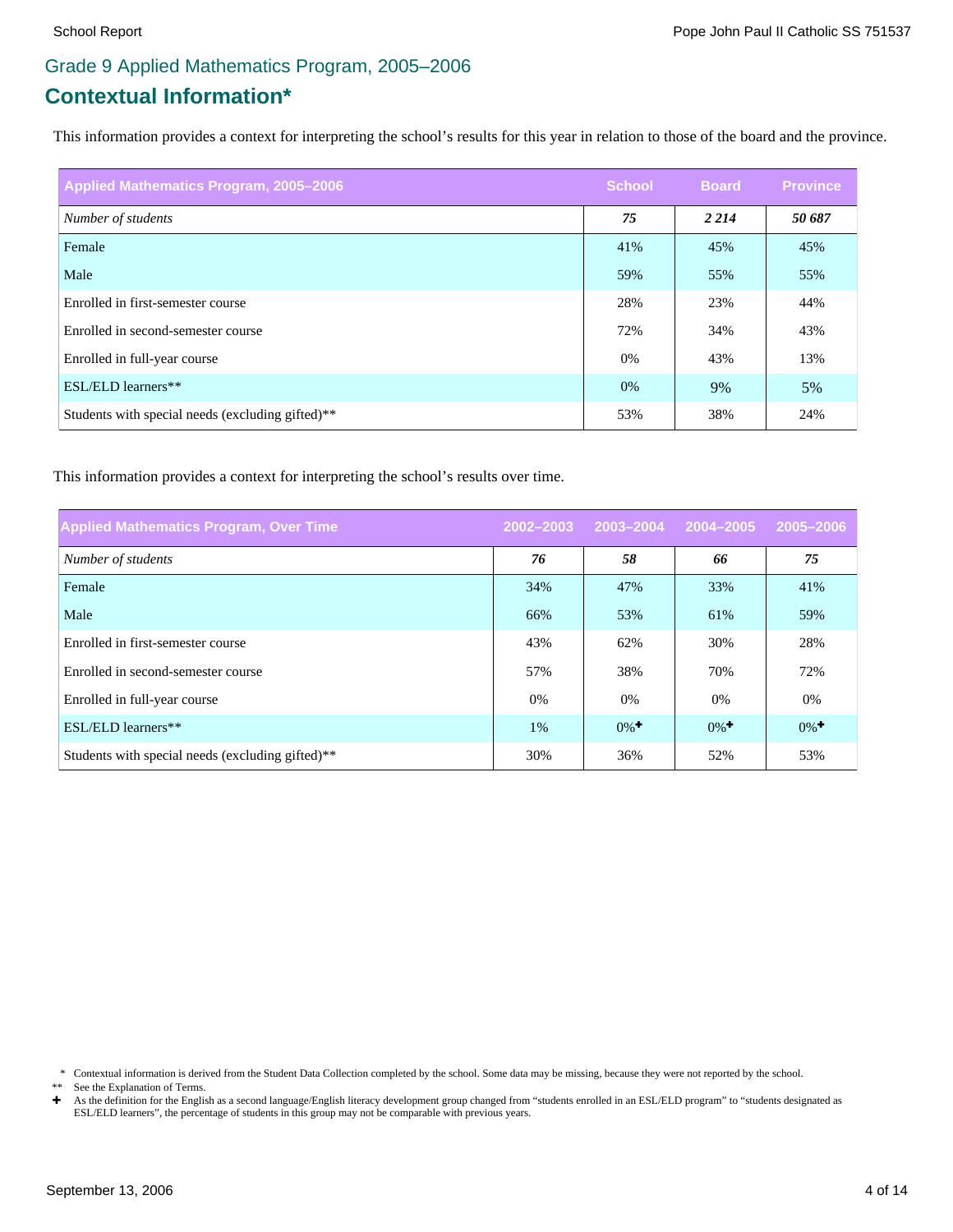## Grade 9 Applied Mathematics Program, 2005–2006

# Contextual Information*

This information provides a context for interpreting the school's results for this year in relation to those of the board and the province.

| Applied Mathematics Program, 2005–2006 | School | Board | Province |
|---|---|---|---|
| *Number of students* | ***75*** | ***2 214*** | ***50 687*** |
| Female | 41% | 45% | 45% |
| Male | 59% | 55% | 55% |
| Enrolled in first-semester course | 28% | 23% | 44% |
| Enrolled in second-semester course | 72% | 34% | 43% |
| Enrolled in full-year course | 0% | 43% | 13% |
| ESL/ELD learners** | 0% | 9% | 5% |
| Students with special needs (excluding gifted)** | 53% | 38% | 24% |

This information provides a context for interpreting the school's results over time.

| Applied Mathematics Program, Over Time | 2002–2003 | 2003–2004 | 2004–2005 | 2005–2006 |
|---|---|---|---|---|
| *Number of students* | ***76*** | ***58*** | ***66*** | ***75*** |
| Female | 34% | 47% | 33% | 41% |
| Male | 66% | 53% | 61% | 59% |
| Enrolled in first-semester course | 43% | 62% | 30% | 28% |
| Enrolled in second-semester course | 57% | 38% | 70% | 72% |
| Enrolled in full-year course | 0% | 0% | 0% | 0% |
| ESL/ELD learners** | 1% | 0%✚ | 0%✚ | 0%✚ |
| Students with special needs (excluding gifted)** | 30% | 36% | 52% | 53% |

\* Contextual information is derived from the Student Data Collection completed by the school. Some data may be missing, because they were not reported by the school.

\*\* See the Explanation of Terms.

✚ As the definition for the English as a second language/English literacy development group changed from "students enrolled in an ESL/ELD program" to "students designated as ESL/ELD learners", the percentage of students in this group may not be comparable with previous years.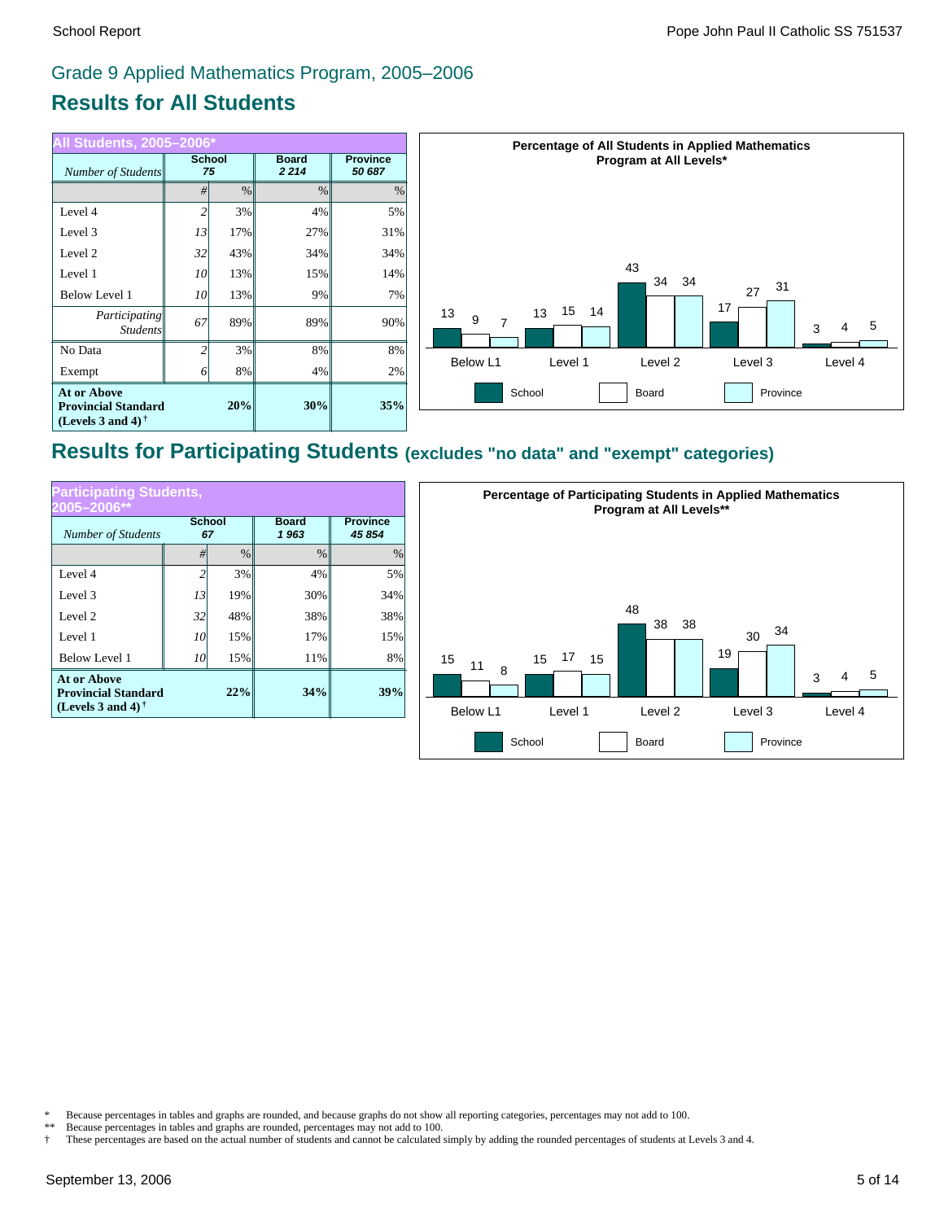## Grade 9 Applied Mathematics Program, 2005–2006

# Results for All Students

| All Students, 2005–2006* | School | | Board | Province |
|---|---|---|---|---|
| *Number of Students* | 75 | | 2 214 | 50 687 |
| | # | % | % | % |
| Level 4 | 2 | 3% | 4% | 5% |
| Level 3 | 13 | 17% | 27% | 31% |
| Level 2 | 32 | 43% | 34% | 34% |
| Level 1 | 10 | 13% | 15% | 14% |
| Below Level 1 | 10 | 13% | 9% | 7% |
| *Participating Students* | 67 | 89% | 89% | 90% |
| No Data | 2 | 3% | 8% | 8% |
| Exempt | 6 | 8% | 4% | 2% |
| **At or Above Provincial Standard (Levels 3 and 4)** † | | **20%** | **30%** | **35%** |

**Percentage of All Students in Applied Mathematics Program at All Levels***

| | Below L1 | Level 1 | Level 2 | Level 3 | Level 4 |
|---|---|---|---|---|---|
| School | 13 | 13 | 43 | 17 | 3 |
| Board | 9 | 15 | 34 | 27 | 4 |
| Province | 7 | 14 | 34 | 31 | 5 |

# Results for Participating Students (excludes "no data" and "exempt" categories)

| Participating Students, 2005–2006** | School | | Board | Province |
|---|---|---|---|---|
| *Number of Students* | 67 | | 1 963 | 45 854 |
| | # | % | % | % |
| Level 4 | 2 | 3% | 4% | 5% |
| Level 3 | 13 | 19% | 30% | 34% |
| Level 2 | 32 | 48% | 38% | 38% |
| Level 1 | 10 | 15% | 17% | 15% |
| Below Level 1 | 10 | 15% | 11% | 8% |
| **At or Above Provincial Standard (Levels 3 and 4)** † | | **22%** | **34%** | **39%** |

**Percentage of Participating Students in Applied Mathematics Program at All Levels****

| | Below L1 | Level 1 | Level 2 | Level 3 | Level 4 |
|---|---|---|---|---|---|
| School | 15 | 15 | 48 | 19 | 3 |
| Board | 11 | 17 | 38 | 30 | 4 |
| Province | 8 | 15 | 38 | 34 | 5 |

\* Because percentages in tables and graphs are rounded, and because graphs do not show all reporting categories, percentages may not add to 100.

\** Because percentages in tables and graphs are rounded, percentages may not add to 100.

† These percentages are based on the actual number of students and cannot be calculated simply by adding the rounded percentages of students at Levels 3 and 4.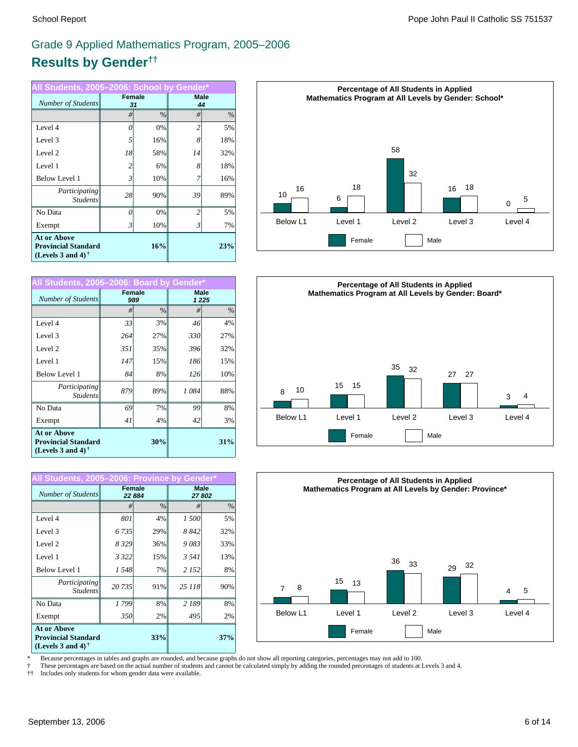## Grade 9 Applied Mathematics Program, 2005–2006

# Results by Gender††

**All Students, 2005–2006: School by Gender***

| Number of Students | Female 31 | | Male 44 | |
|---|---|---|---|---|
| | # | % | # | % |
| Level 4 | 0 | 0% | 2 | 5% |
| Level 3 | 5 | 16% | 8 | 18% |
| Level 2 | 18 | 58% | 14 | 32% |
| Level 1 | 2 | 6% | 8 | 18% |
| Below Level 1 | 3 | 10% | 7 | 16% |
| Participating Students | 28 | 90% | 39 | 89% |
| No Data | 0 | 0% | 2 | 5% |
| Exempt | 3 | 10% | 3 | 7% |
| **At or Above Provincial Standard (Levels 3 and 4)** † | | **16%** | | **23%** |

**Percentage of All Students in Applied Mathematics Program at All Levels by Gender: School***

| | Below L1 | Level 1 | Level 2 | Level 3 | Level 4 |
|---|---|---|---|---|---|
| Female | 10 | 6 | 58 | 16 | 0 |
| Male | 16 | 18 | 32 | 18 | 5 |

**All Students, 2005–2006: Board by Gender***

| Number of Students | Female 989 | | Male 1 225 | |
|---|---|---|---|---|
| | # | % | # | % |
| Level 4 | 33 | 3% | 46 | 4% |
| Level 3 | 264 | 27% | 330 | 27% |
| Level 2 | 351 | 35% | 396 | 32% |
| Level 1 | 147 | 15% | 186 | 15% |
| Below Level 1 | 84 | 8% | 126 | 10% |
| Participating Students | 879 | 89% | 1 084 | 88% |
| No Data | 69 | 7% | 99 | 8% |
| Exempt | 41 | 4% | 42 | 3% |
| **At or Above Provincial Standard (Levels 3 and 4)** † | | **30%** | | **31%** |

**Percentage of All Students in Applied Mathematics Program at All Levels by Gender: Board***

| | Below L1 | Level 1 | Level 2 | Level 3 | Level 4 |
|---|---|---|---|---|---|
| Female | 8 | 15 | 35 | 27 | 3 |
| Male | 10 | 15 | 32 | 27 | 4 |

**All Students, 2005–2006: Province by Gender***

| Number of Students | Female 22 884 | | Male 27 802 | |
|---|---|---|---|---|
| | # | % | # | % |
| Level 4 | 801 | 4% | 1 500 | 5% |
| Level 3 | 6 735 | 29% | 8 842 | 32% |
| Level 2 | 8 329 | 36% | 9 083 | 33% |
| Level 1 | 3 322 | 15% | 3 541 | 13% |
| Below Level 1 | 1 548 | 7% | 2 152 | 8% |
| Participating Students | 20 735 | 91% | 25 118 | 90% |
| No Data | 1 799 | 8% | 2 189 | 8% |
| Exempt | 350 | 2% | 495 | 2% |
| **At or Above Provincial Standard (Levels 3 and 4)** † | | **33%** | | **37%** |

**Percentage of All Students in Applied Mathematics Program at All Levels by Gender: Province***

| | Below L1 | Level 1 | Level 2 | Level 3 | Level 4 |
|---|---|---|---|---|---|
| Female | 7 | 15 | 36 | 29 | 4 |
| Male | 8 | 13 | 33 | 32 | 5 |

\* Because percentages in tables and graphs are rounded, and because graphs do not show all reporting categories, percentages may not add to 100.

† These percentages are based on the actual number of students and cannot be calculated simply by adding the rounded percentages of students at Levels 3 and 4.

†† Includes only students for whom gender data were available.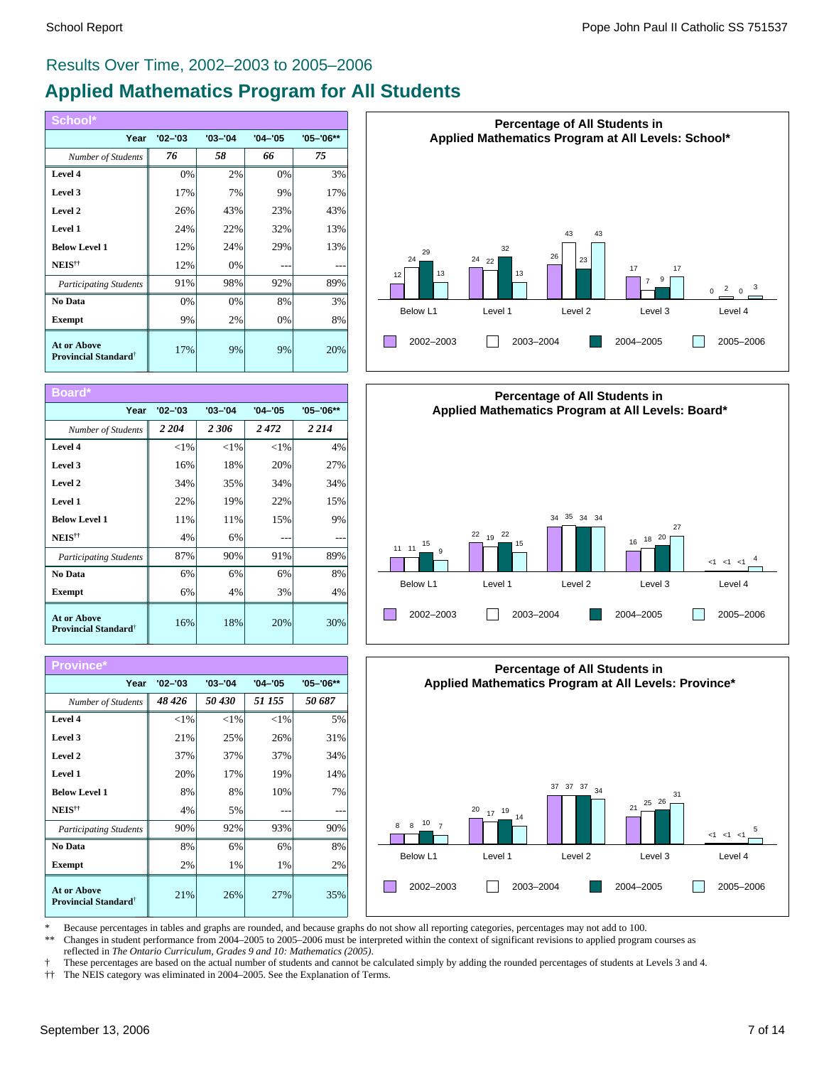## Results Over Time, 2002–2003 to 2005–2006

# Applied Mathematics Program for All Students

### School*

| Year | '02–'03 | '03–'04 | '04–'05 | '05–'06** |
|---|---|---|---|---|
| *Number of Students* | *76* | *58* | *66* | *75* |
| **Level 4** | 0% | 2% | 0% | 3% |
| **Level 3** | 17% | 7% | 9% | 17% |
| **Level 2** | 26% | 43% | 23% | 43% |
| **Level 1** | 24% | 22% | 32% | 13% |
| **Below Level 1** | 12% | 24% | 29% | 13% |
| **NEIS**†† | 12% | 0% | --- | --- |
| *Participating Students* | 91% | 98% | 92% | 89% |
| **No Data** | 0% | 0% | 8% | 3% |
| **Exempt** | 9% | 2% | 0% | 8% |
| **At or Above Provincial Standard**† | 17% | 9% | 9% | 20% |

**Percentage of All Students in Applied Mathematics Program at All Levels: School***

| | Below L1 | Level 1 | Level 2 | Level 3 | Level 4 |
|---|---|---|---|---|---|
| 2002–2003 | 12 | 24 | 26 | 17 | 0 |
| 2003–2004 | 24 | 22 | 43 | 7 | 2 |
| 2004–2005 | 29 | 32 | 23 | 9 | 0 |
| 2005–2006 | 13 | 13 | 43 | 17 | 3 |

### Board*

| Year | '02–'03 | '03–'04 | '04–'05 | '05–'06** |
|---|---|---|---|---|
| *Number of Students* | *2 204* | *2 306* | *2 472* | *2 214* |
| **Level 4** | <1% | <1% | <1% | 4% |
| **Level 3** | 16% | 18% | 20% | 27% |
| **Level 2** | 34% | 35% | 34% | 34% |
| **Level 1** | 22% | 19% | 22% | 15% |
| **Below Level 1** | 11% | 11% | 15% | 9% |
| **NEIS**†† | 4% | 6% | --- | --- |
| *Participating Students* | 87% | 90% | 91% | 89% |
| **No Data** | 6% | 6% | 6% | 8% |
| **Exempt** | 6% | 4% | 3% | 4% |
| **At or Above Provincial Standard**† | 16% | 18% | 20% | 30% |

**Percentage of All Students in Applied Mathematics Program at All Levels: Board***

| | Below L1 | Level 1 | Level 2 | Level 3 | Level 4 |
|---|---|---|---|---|---|
| 2002–2003 | 11 | 22 | 34 | 16 | <1 |
| 2003–2004 | 11 | 19 | 35 | 18 | <1 |
| 2004–2005 | 15 | 22 | 34 | 20 | <1 |
| 2005–2006 | 9 | 15 | 34 | 27 | 4 |

### Province*

| Year | '02–'03 | '03–'04 | '04–'05 | '05–'06** |
|---|---|---|---|---|
| *Number of Students* | *48 426* | *50 430* | *51 155* | *50 687* |
| **Level 4** | <1% | <1% | <1% | 5% |
| **Level 3** | 21% | 25% | 26% | 31% |
| **Level 2** | 37% | 37% | 37% | 34% |
| **Level 1** | 20% | 17% | 19% | 14% |
| **Below Level 1** | 8% | 8% | 10% | 7% |
| **NEIS**†† | 4% | 5% | --- | --- |
| *Participating Students* | 90% | 92% | 93% | 90% |
| **No Data** | 8% | 6% | 6% | 8% |
| **Exempt** | 2% | 1% | 1% | 2% |
| **At or Above Provincial Standard**† | 21% | 26% | 27% | 35% |

**Percentage of All Students in Applied Mathematics Program at All Levels: Province***

| | Below L1 | Level 1 | Level 2 | Level 3 | Level 4 |
|---|---|---|---|---|---|
| 2002–2003 | 8 | 20 | 37 | 21 | <1 |
| 2003–2004 | 8 | 17 | 37 | 25 | <1 |
| 2004–2005 | 10 | 19 | 37 | 26 | <1 |
| 2005–2006 | 7 | 14 | 34 | 31 | 5 |

\* Because percentages in tables and graphs are rounded, and because graphs do not show all reporting categories, percentages may not add to 100.

\*\* Changes in student performance from 2004–2005 to 2005–2006 must be interpreted within the context of significant revisions to applied program courses as reflected in *The Ontario Curriculum, Grades 9 and 10: Mathematics (2005)*.

† These percentages are based on the actual number of students and cannot be calculated simply by adding the rounded percentages of students at Levels 3 and 4.

†† The NEIS category was eliminated in 2004–2005. See the Explanation of Terms.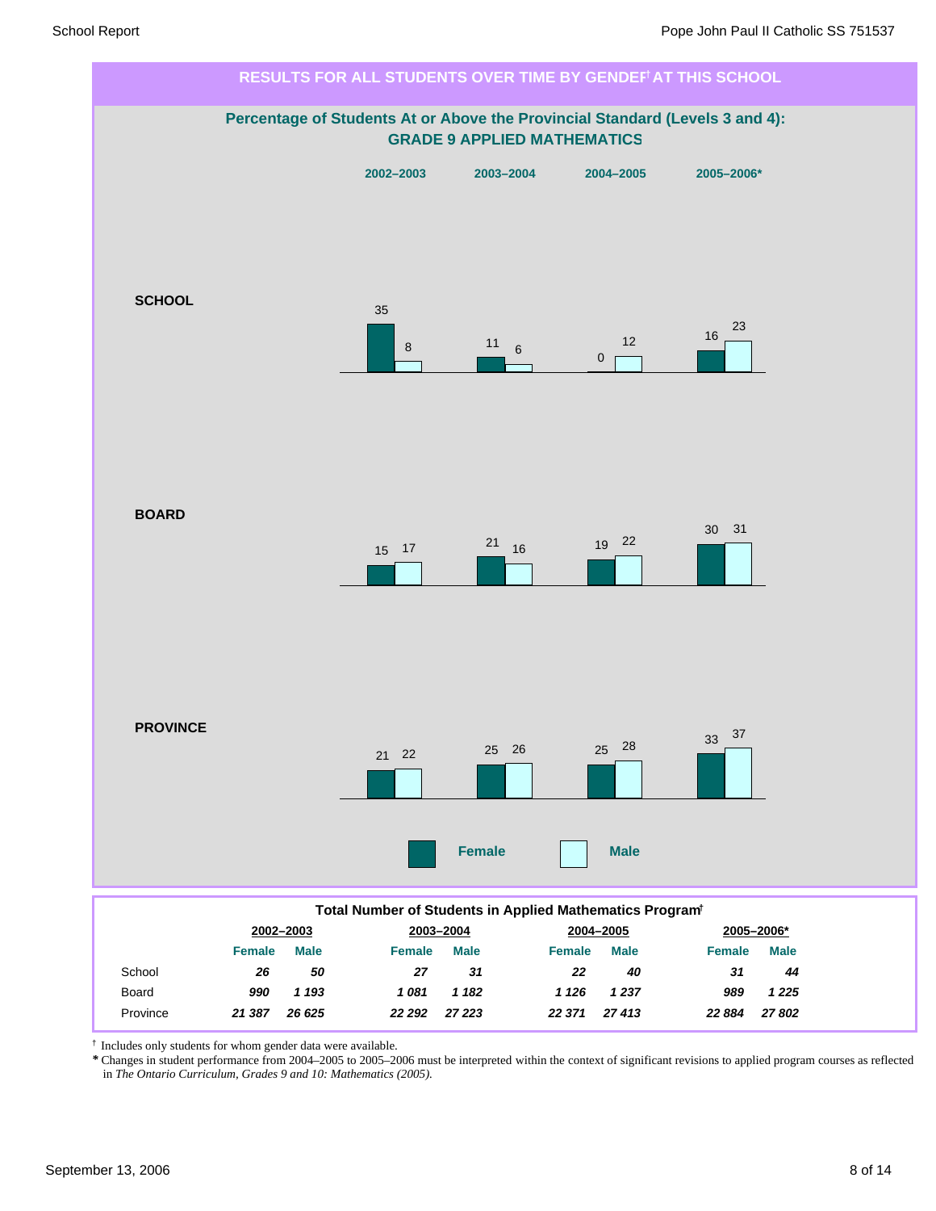## RESULTS FOR ALL STUDENTS OVER TIME BY GENDER† AT THIS SCHOOL

### Percentage of Students At or Above the Provincial Standard (Levels 3 and 4): GRADE 9 APPLIED MATHEMATICS

| | 2002–2003 Female | 2002–2003 Male | 2003–2004 Female | 2003–2004 Male | 2004–2005 Female | 2004–2005 Male | 2005–2006* Female | 2005–2006* Male |
|---|---|---|---|---|---|---|---|---|
| SCHOOL | 35 | 8 | 11 | 6 | 0 | 12 | 16 | 23 |
| BOARD | 15 | 17 | 21 | 16 | 19 | 22 | 30 | 31 |
| PROVINCE | 21 | 22 | 25 | 26 | 25 | 28 | 33 | 37 |

### Total Number of Students in Applied Mathematics Program†

| | 2002–2003 | | 2003–2004 | | 2004–2005 | | 2005–2006* | |
|---|---|---|---|---|---|---|---|---|
| | Female | Male | Female | Male | Female | Male | Female | Male |
| School | *26* | *50* | *27* | *31* | *22* | *40* | *31* | *44* |
| Board | *990* | *1 193* | *1 081* | *1 182* | *1 126* | *1 237* | *989* | *1 225* |
| Province | *21 387* | *26 625* | *22 292* | *27 223* | *22 371* | *27 413* | *22 884* | *27 802* |

† Includes only students for whom gender data were available.

\* Changes in student performance from 2004–2005 to 2005–2006 must be interpreted within the context of significant revisions to applied program courses as reflected in *The Ontario Curriculum, Grades 9 and 10: Mathematics (2005).*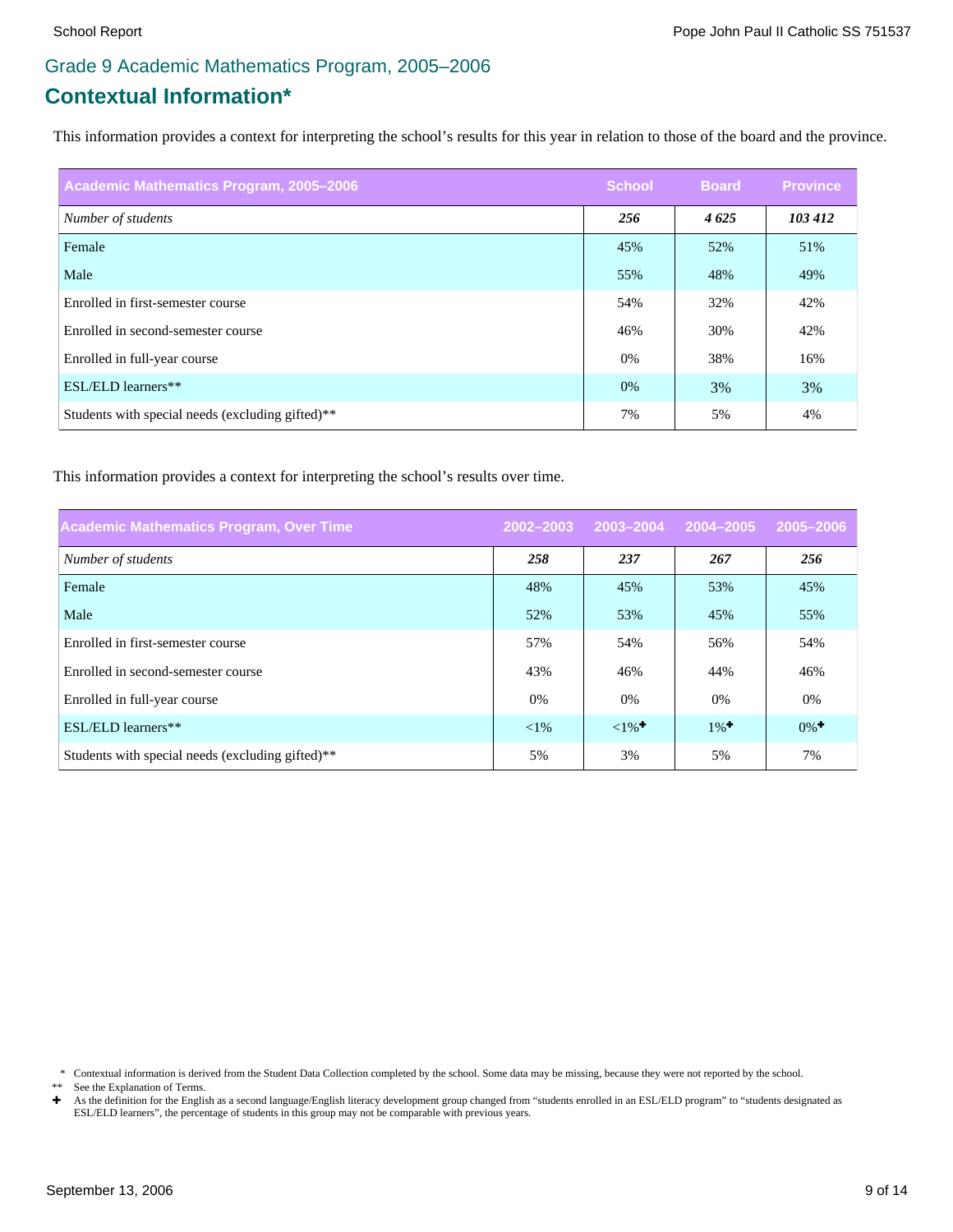## Grade 9 Academic Mathematics Program, 2005–2006

# Contextual Information*

This information provides a context for interpreting the school's results for this year in relation to those of the board and the province.

| Academic Mathematics Program, 2005–2006 | School | Board | Province |
|---|---|---|---|
| *Number of students* | ***256*** | ***4 625*** | ***103 412*** |
| Female | 45% | 52% | 51% |
| Male | 55% | 48% | 49% |
| Enrolled in first-semester course | 54% | 32% | 42% |
| Enrolled in second-semester course | 46% | 30% | 42% |
| Enrolled in full-year course | 0% | 38% | 16% |
| ESL/ELD learners** | 0% | 3% | 3% |
| Students with special needs (excluding gifted)** | 7% | 5% | 4% |

This information provides a context for interpreting the school's results over time.

| Academic Mathematics Program, Over Time | 2002–2003 | 2003–2004 | 2004–2005 | 2005–2006 |
|---|---|---|---|---|
| *Number of students* | ***258*** | ***237*** | ***267*** | ***256*** |
| Female | 48% | 45% | 53% | 45% |
| Male | 52% | 53% | 45% | 55% |
| Enrolled in first-semester course | 57% | 54% | 56% | 54% |
| Enrolled in second-semester course | 43% | 46% | 44% | 46% |
| Enrolled in full-year course | 0% | 0% | 0% | 0% |
| ESL/ELD learners** | <1% | <1%✚ | 1%✚ | 0%✚ |
| Students with special needs (excluding gifted)** | 5% | 3% | 5% | 7% |

\* Contextual information is derived from the Student Data Collection completed by the school. Some data may be missing, because they were not reported by the school.

** See the Explanation of Terms.

✚ As the definition for the English as a second language/English literacy development group changed from "students enrolled in an ESL/ELD program" to "students designated as ESL/ELD learners", the percentage of students in this group may not be comparable with previous years.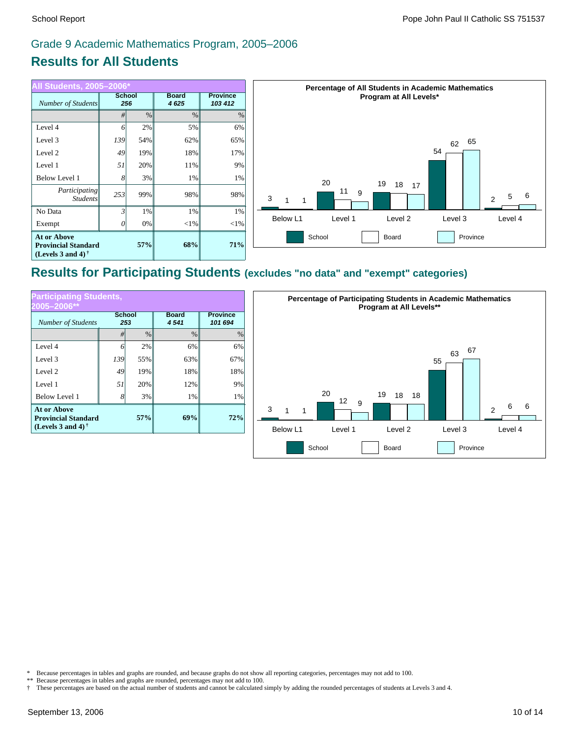## Grade 9 Academic Mathematics Program, 2005–2006

# Results for All Students

| All Students, 2005–2006* | School | | Board | Province |
|---|---|---|---|---|
| *Number of Students* | 256 | | 4 625 | 103 412 |
| | # | % | % | % |
| Level 4 | 6 | 2% | 5% | 6% |
| Level 3 | 139 | 54% | 62% | 65% |
| Level 2 | 49 | 19% | 18% | 17% |
| Level 1 | 51 | 20% | 11% | 9% |
| Below Level 1 | 8 | 3% | 1% | 1% |
| *Participating Students* | 253 | 99% | 98% | 98% |
| No Data | 3 | 1% | 1% | 1% |
| Exempt | 0 | 0% | <1% | <1% |
| **At or Above Provincial Standard (Levels 3 and 4)†** | | **57%** | **68%** | **71%** |

**Percentage of All Students in Academic Mathematics Program at All Levels***

| | Below L1 | Level 1 | Level 2 | Level 3 | Level 4 |
|---|---|---|---|---|---|
| School | 3 | 20 | 19 | 54 | 2 |
| Board | 1 | 11 | 18 | 62 | 5 |
| Province | 1 | 9 | 17 | 65 | 6 |

# Results for Participating Students (excludes "no data" and "exempt" categories)

| Participating Students, 2005–2006** | School | | Board | Province |
|---|---|---|---|---|
| *Number of Students* | 253 | | 4 541 | 101 694 |
| | # | % | % | % |
| Level 4 | 6 | 2% | 6% | 6% |
| Level 3 | 139 | 55% | 63% | 67% |
| Level 2 | 49 | 19% | 18% | 18% |
| Level 1 | 51 | 20% | 12% | 9% |
| Below Level 1 | 8 | 3% | 1% | 1% |
| **At or Above Provincial Standard (Levels 3 and 4)†** | | **57%** | **69%** | **72%** |

**Percentage of Participating Students in Academic Mathematics Program at All Levels****

| | Below L1 | Level 1 | Level 2 | Level 3 | Level 4 |
|---|---|---|---|---|---|
| School | 3 | 20 | 19 | 55 | 2 |
| Board | 1 | 12 | 18 | 63 | 6 |
| Province | 1 | 9 | 18 | 67 | 6 |

\* Because percentages in tables and graphs are rounded, and because graphs do not show all reporting categories, percentages may not add to 100.
** Because percentages in tables and graphs are rounded, percentages may not add to 100.
† These percentages are based on the actual number of students and cannot be calculated simply by adding the rounded percentages of students at Levels 3 and 4.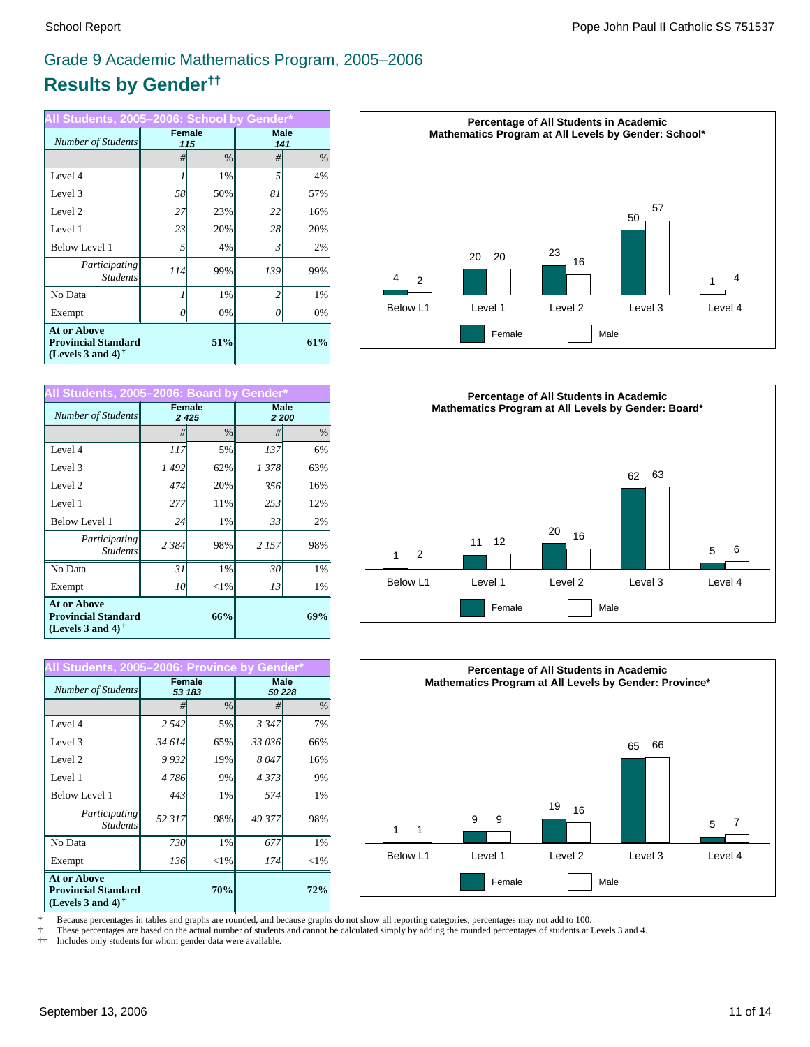# Grade 9 Academic Mathematics Program, 2005–2006

## Results by Gender††

**All Students, 2005–2006: School by Gender***

| Number of Students | Female 115 | | Male 141 | |
|---|---|---|---|---|
| | # | % | # | % |
| Level 4 | 1 | 1% | 5 | 4% |
| Level 3 | 58 | 50% | 81 | 57% |
| Level 2 | 27 | 23% | 22 | 16% |
| Level 1 | 23 | 20% | 28 | 20% |
| Below Level 1 | 5 | 4% | 3 | 2% |
| Participating Students | 114 | 99% | 139 | 99% |
| No Data | 1 | 1% | 2 | 1% |
| Exempt | 0 | 0% | 0 | 0% |
| **At or Above Provincial Standard (Levels 3 and 4)** † | | **51%** | | **61%** |

**Percentage of All Students in Academic Mathematics Program at All Levels by Gender: School***

| | Below L1 | Level 1 | Level 2 | Level 3 | Level 4 |
|---|---|---|---|---|---|
| Female | 4 | 20 | 23 | 50 | 1 |
| Male | 2 | 20 | 16 | 57 | 4 |

**All Students, 2005–2006: Board by Gender***

| Number of Students | Female 2 425 | | Male 2 200 | |
|---|---|---|---|---|
| | # | % | # | % |
| Level 4 | 117 | 5% | 137 | 6% |
| Level 3 | 1 492 | 62% | 1 378 | 63% |
| Level 2 | 474 | 20% | 356 | 16% |
| Level 1 | 277 | 11% | 253 | 12% |
| Below Level 1 | 24 | 1% | 33 | 2% |
| Participating Students | 2 384 | 98% | 2 157 | 98% |
| No Data | 31 | 1% | 30 | 1% |
| Exempt | 10 | <1% | 13 | 1% |
| **At or Above Provincial Standard (Levels 3 and 4)** † | | **66%** | | **69%** |

**Percentage of All Students in Academic Mathematics Program at All Levels by Gender: Board***

| | Below L1 | Level 1 | Level 2 | Level 3 | Level 4 |
|---|---|---|---|---|---|
| Female | 1 | 11 | 20 | 62 | 5 |
| Male | 2 | 12 | 16 | 63 | 6 |

**All Students, 2005–2006: Province by Gender***

| Number of Students | Female 53 183 | | Male 50 228 | |
|---|---|---|---|---|
| | # | % | # | % |
| Level 4 | 2 542 | 5% | 3 347 | 7% |
| Level 3 | 34 614 | 65% | 33 036 | 66% |
| Level 2 | 9 932 | 19% | 8 047 | 16% |
| Level 1 | 4 786 | 9% | 4 373 | 9% |
| Below Level 1 | 443 | 1% | 574 | 1% |
| Participating Students | 52 317 | 98% | 49 377 | 98% |
| No Data | 730 | 1% | 677 | 1% |
| Exempt | 136 | <1% | 174 | <1% |
| **At or Above Provincial Standard (Levels 3 and 4)** † | | **70%** | | **72%** |

**Percentage of All Students in Academic Mathematics Program at All Levels by Gender: Province***

| | Below L1 | Level 1 | Level 2 | Level 3 | Level 4 |
|---|---|---|---|---|---|
| Female | 1 | 9 | 19 | 65 | 5 |
| Male | 1 | 9 | 16 | 66 | 7 |

\* Because percentages in tables and graphs are rounded, and because graphs do not show all reporting categories, percentages may not add to 100.

† These percentages are based on the actual number of students and cannot be calculated simply by adding the rounded percentages of students at Levels 3 and 4.

†† Includes only students for whom gender data were available.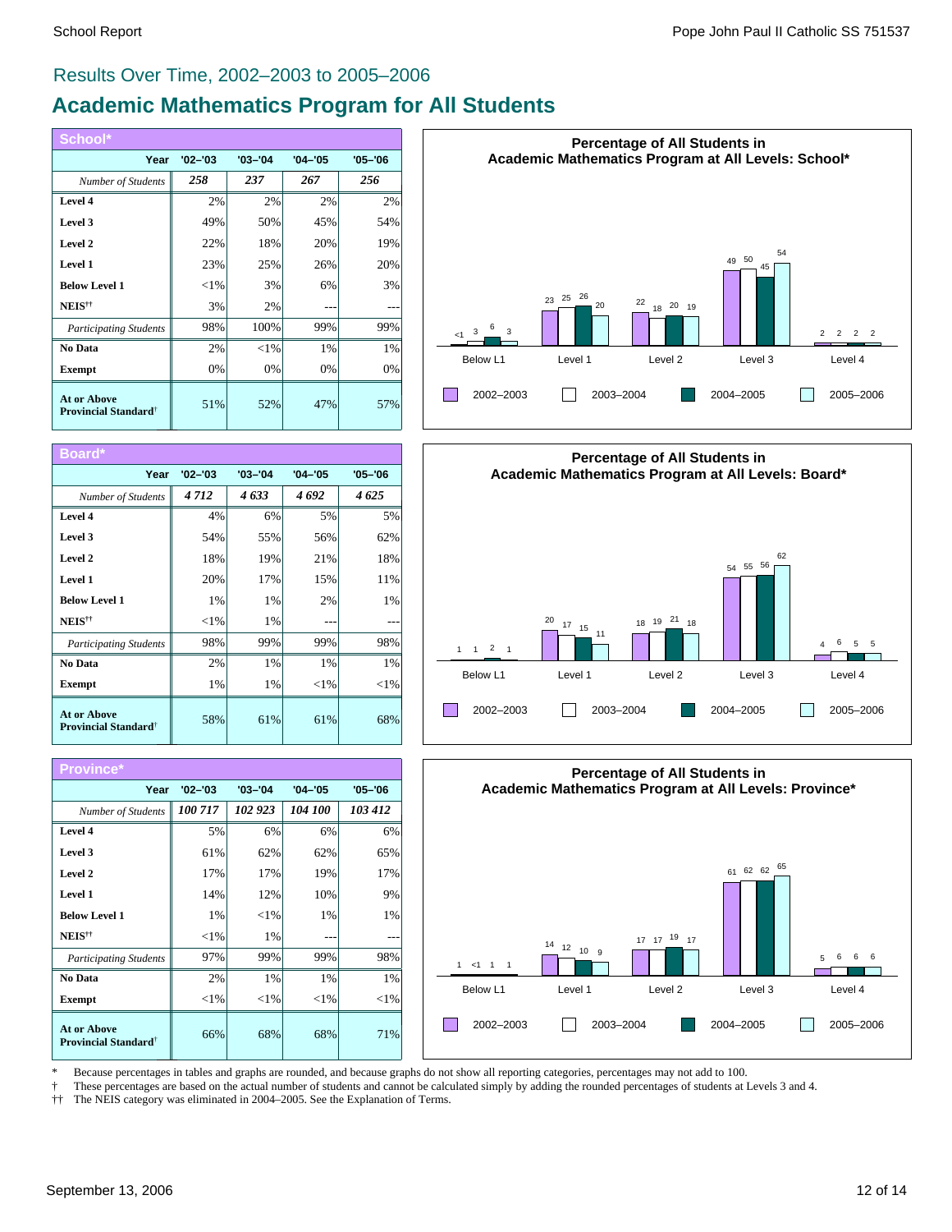## Results Over Time, 2002–2003 to 2005–2006

# Academic Mathematics Program for All Students

### School*

| Year | '02–'03 | '03–'04 | '04–'05 | '05–'06 |
|---|---|---|---|---|
| *Number of Students* | ***258*** | ***237*** | ***267*** | ***256*** |
| **Level 4** | 2% | 2% | 2% | 2% |
| **Level 3** | 49% | 50% | 45% | 54% |
| **Level 2** | 22% | 18% | 20% | 19% |
| **Level 1** | 23% | 25% | 26% | 20% |
| **Below Level 1** | <1% | 3% | 6% | 3% |
| **NEIS††** | 3% | 2% | --- | --- |
| *Participating Students* | 98% | 100% | 99% | 99% |
| **No Data** | 2% | <1% | 1% | 1% |
| **Exempt** | 0% | 0% | 0% | 0% |
| **At or Above Provincial Standard†** | 51% | 52% | 47% | 57% |

**Percentage of All Students in Academic Mathematics Program at All Levels: School***

| | 2002–2003 | 2003–2004 | 2004–2005 | 2005–2006 |
|---|---|---|---|---|
| Below L1 | <1 | 3 | 6 | 3 |
| Level 1 | 23 | 25 | 26 | 20 |
| Level 2 | 22 | 18 | 20 | 19 |
| Level 3 | 49 | 50 | 45 | 54 |
| Level 4 | 2 | 2 | 2 | 2 |

### Board*

| Year | '02–'03 | '03–'04 | '04–'05 | '05–'06 |
|---|---|---|---|---|
| *Number of Students* | ***4 712*** | ***4 633*** | ***4 692*** | ***4 625*** |
| **Level 4** | 4% | 6% | 5% | 5% |
| **Level 3** | 54% | 55% | 56% | 62% |
| **Level 2** | 18% | 19% | 21% | 18% |
| **Level 1** | 20% | 17% | 15% | 11% |
| **Below Level 1** | 1% | 1% | 2% | 1% |
| **NEIS††** | <1% | 1% | --- | --- |
| *Participating Students* | 98% | 99% | 99% | 98% |
| **No Data** | 2% | 1% | 1% | 1% |
| **Exempt** | 1% | 1% | <1% | <1% |
| **At or Above Provincial Standard†** | 58% | 61% | 61% | 68% |

**Percentage of All Students in Academic Mathematics Program at All Levels: Board***

| | 2002–2003 | 2003–2004 | 2004–2005 | 2005–2006 |
|---|---|---|---|---|
| Below L1 | 1 | 1 | 2 | 1 |
| Level 1 | 20 | 17 | 15 | 11 |
| Level 2 | 18 | 19 | 21 | 18 |
| Level 3 | 54 | 55 | 56 | 62 |
| Level 4 | 4 | 6 | 5 | 5 |

### Province*

| Year | '02–'03 | '03–'04 | '04–'05 | '05–'06 |
|---|---|---|---|---|
| *Number of Students* | ***100 717*** | ***102 923*** | ***104 100*** | ***103 412*** |
| **Level 4** | 5% | 6% | 6% | 6% |
| **Level 3** | 61% | 62% | 62% | 65% |
| **Level 2** | 17% | 17% | 19% | 17% |
| **Level 1** | 14% | 12% | 10% | 9% |
| **Below Level 1** | 1% | <1% | 1% | 1% |
| **NEIS††** | <1% | 1% | --- | --- |
| *Participating Students* | 97% | 99% | 99% | 98% |
| **No Data** | 2% | 1% | 1% | 1% |
| **Exempt** | <1% | <1% | <1% | <1% |
| **At or Above Provincial Standard†** | 66% | 68% | 68% | 71% |

**Percentage of All Students in Academic Mathematics Program at All Levels: Province***

| | 2002–2003 | 2003–2004 | 2004–2005 | 2005–2006 |
|---|---|---|---|---|
| Below L1 | 1 | <1 | 1 | 1 |
| Level 1 | 14 | 12 | 10 | 9 |
| Level 2 | 17 | 17 | 19 | 17 |
| Level 3 | 61 | 62 | 62 | 65 |
| Level 4 | 5 | 6 | 6 | 6 |

\* Because percentages in tables and graphs are rounded, and because graphs do not show all reporting categories, percentages may not add to 100.

† These percentages are based on the actual number of students and cannot be calculated simply by adding the rounded percentages of students at Levels 3 and 4.

†† The NEIS category was eliminated in 2004–2005. See the Explanation of Terms.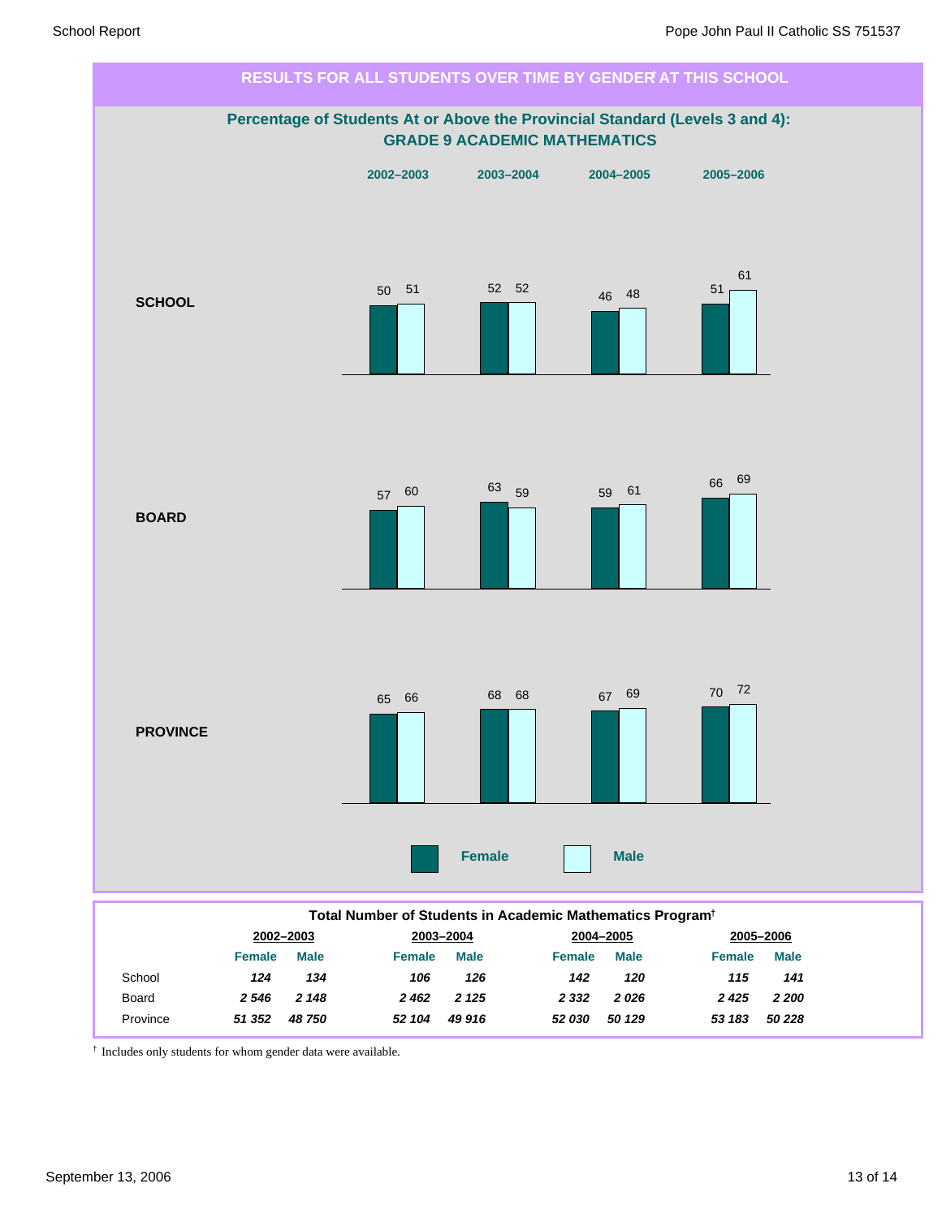## RESULTS FOR ALL STUDENTS OVER TIME BY GENDER† AT THIS SCHOOL

### Percentage of Students At or Above the Provincial Standard (Levels 3 and 4): GRADE 9 ACADEMIC MATHEMATICS

| | 2002–2003 | | 2003–2004 | | 2004–2005 | | 2005–2006 | |
|---|---|---|---|---|---|---|---|---|
| | Female | Male | Female | Male | Female | Male | Female | Male |
| **SCHOOL** | 50 | 51 | 52 | 52 | 46 | 48 | 51 | 61 |
| **BOARD** | 57 | 60 | 63 | 59 | 59 | 61 | 66 | 69 |
| **PROVINCE** | 65 | 66 | 68 | 68 | 67 | 69 | 70 | 72 |

**Total Number of Students in Academic Mathematics Program†**

| | 2002–2003 | | 2003–2004 | | 2004–2005 | | 2005–2006 | |
|---|---|---|---|---|---|---|---|---|
| | Female | Male | Female | Male | Female | Male | Female | Male |
| School | *124* | *134* | *106* | *126* | *142* | *120* | *115* | *141* |
| Board | *2 546* | *2 148* | *2 462* | *2 125* | *2 332* | *2 026* | *2 425* | *2 200* |
| Province | *51 352* | *48 750* | *52 104* | *49 916* | *52 030* | *50 129* | *53 183* | *50 228* |

† Includes only students for whom gender data were available.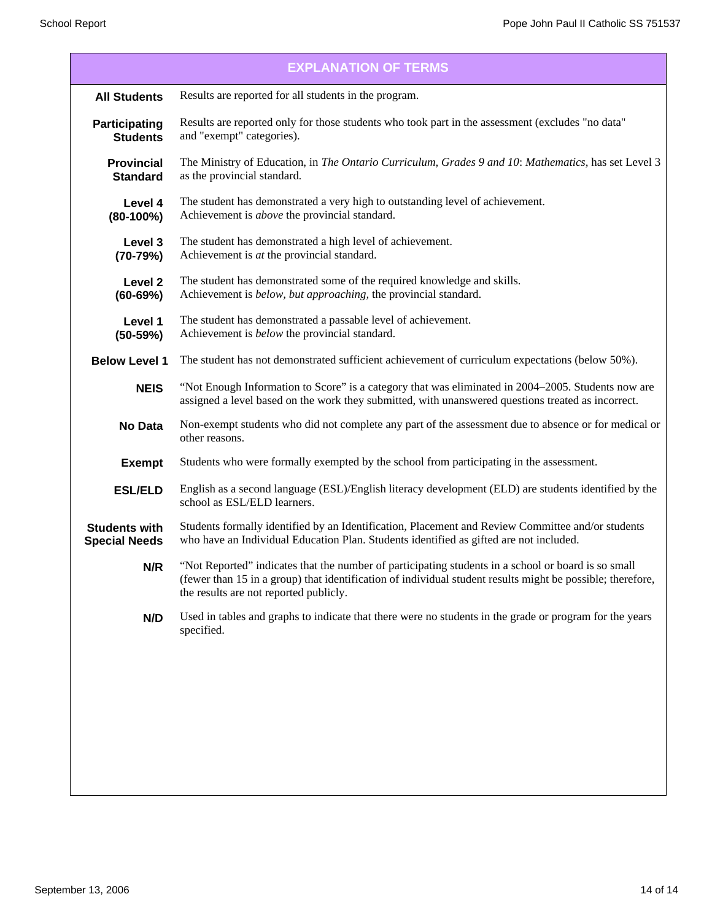## EXPLANATION OF TERMS

| | |
|---|---|
| **All Students** | Results are reported for all students in the program. |
| **Participating Students** | Results are reported only for those students who took part in the assessment (excludes "no data" and "exempt" categories). |
| **Provincial Standard** | The Ministry of Education, in *The Ontario Curriculum, Grades 9 and 10*: *Mathematics,* has set Level 3 as the provincial standard. |
| **Level 4 (80-100%)** | The student has demonstrated a very high to outstanding level of achievement. Achievement is *above* the provincial standard. |
| **Level 3 (70-79%)** | The student has demonstrated a high level of achievement. Achievement is *at* the provincial standard. |
| **Level 2 (60-69%)** | The student has demonstrated some of the required knowledge and skills. Achievement is *below, but approaching,* the provincial standard. |
| **Level 1 (50-59%)** | The student has demonstrated a passable level of achievement. Achievement is *below* the provincial standard. |
| **Below Level 1** | The student has not demonstrated sufficient achievement of curriculum expectations (below 50%). |
| **NEIS** | "Not Enough Information to Score" is a category that was eliminated in 2004–2005. Students now are assigned a level based on the work they submitted, with unanswered questions treated as incorrect. |
| **No Data** | Non-exempt students who did not complete any part of the assessment due to absence or for medical or other reasons. |
| **Exempt** | Students who were formally exempted by the school from participating in the assessment. |
| **ESL/ELD** | English as a second language (ESL)/English literacy development (ELD) are students identified by the school as ESL/ELD learners. |
| **Students with Special Needs** | Students formally identified by an Identification, Placement and Review Committee and/or students who have an Individual Education Plan. Students identified as gifted are not included. |
| **N/R** | "Not Reported" indicates that the number of participating students in a school or board is so small (fewer than 15 in a group) that identification of individual student results might be possible; therefore, the results are not reported publicly. |
| **N/D** | Used in tables and graphs to indicate that there were no students in the grade or program for the years specified. |